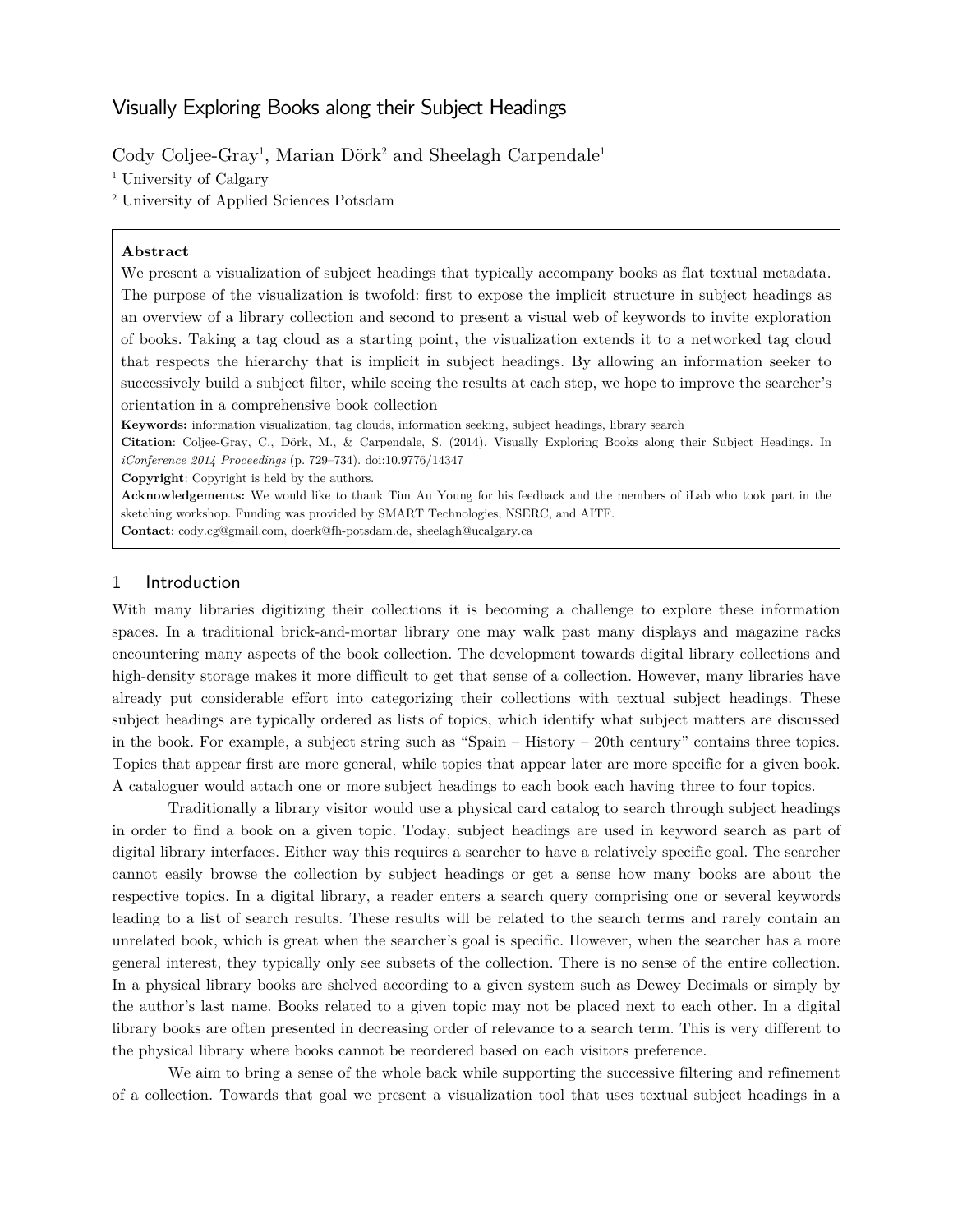# Visually Exploring Books along their Subject Headings

Cody Coljee-Gray[1], Marian Dörk[2] and Sheelagh Carpendale[1]

[1] University of Calgary

[2] University of Applied Sciences Potsdam

**Abstract**

We present a visualization of subject headings that typically accompany books as flat textual metadata. The purpose of the visualization is twofold: first to expose the implicit structure in subject headings as an overview of a library collection and second to present a visual web of keywords to invite exploration of books. Taking a tag cloud as a starting point, the visualization extends it to a networked tag cloud that respects the hierarchy that is implicit in subject headings. By allowing an information seeker to successively build a subject filter, while seeing the results at each step, we hope to improve the searcher's orientation in a comprehensive book collection

**Keywords:** information visualization, tag clouds, information seeking, subject headings, library search

**Citation**: Coljee-Gray, C., Dörk, M., & Carpendale, S. (2014). Visually Exploring Books along their Subject Headings. In *iConference 2014 Proceedings* (p. 729–734). doi:10.9776/14347

**Copyright**: Copyright is held by the authors.

**Acknowledgements:** We would like to thank Tim Au Young for his feedback and the members of iLab who took part in the sketching workshop. Funding was provided by SMART Technologies, NSERC, and AITF.

**Contact**: cody.cg@gmail.com, doerk@fh-potsdam.de, sheelagh@ucalgary.ca

## 1 Introduction

With many libraries digitizing their collections it is becoming a challenge to explore these information spaces. In a traditional brick-and-mortar library one may walk past many displays and magazine racks encountering many aspects of the book collection. The development towards digital library collections and high-density storage makes it more difficult to get that sense of a collection. However, many libraries have already put considerable effort into categorizing their collections with textual subject headings. These subject headings are typically ordered as lists of topics, which identify what subject matters are discussed in the book. For example, a subject string such as "Spain – History – 20th century" contains three topics. Topics that appear first are more general, while topics that appear later are more specific for a given book. A cataloguer would attach one or more subject headings to each book each having three to four topics.

Traditionally a library visitor would use a physical card catalog to search through subject headings in order to find a book on a given topic. Today, subject headings are used in keyword search as part of digital library interfaces. Either way this requires a searcher to have a relatively specific goal. The searcher cannot easily browse the collection by subject headings or get a sense how many books are about the respective topics. In a digital library, a reader enters a search query comprising one or several keywords leading to a list of search results. These results will be related to the search terms and rarely contain an unrelated book, which is great when the searcher's goal is specific. However, when the searcher has a more general interest, they typically only see subsets of the collection. There is no sense of the entire collection. In a physical library books are shelved according to a given system such as Dewey Decimals or simply by the author's last name. Books related to a given topic may not be placed next to each other. In a digital library books are often presented in decreasing order of relevance to a search term. This is very different to the physical library where books cannot be reordered based on each visitors preference.

We aim to bring a sense of the whole back while supporting the successive filtering and refinement of a collection. Towards that goal we present a visualization tool that uses textual subject headings in a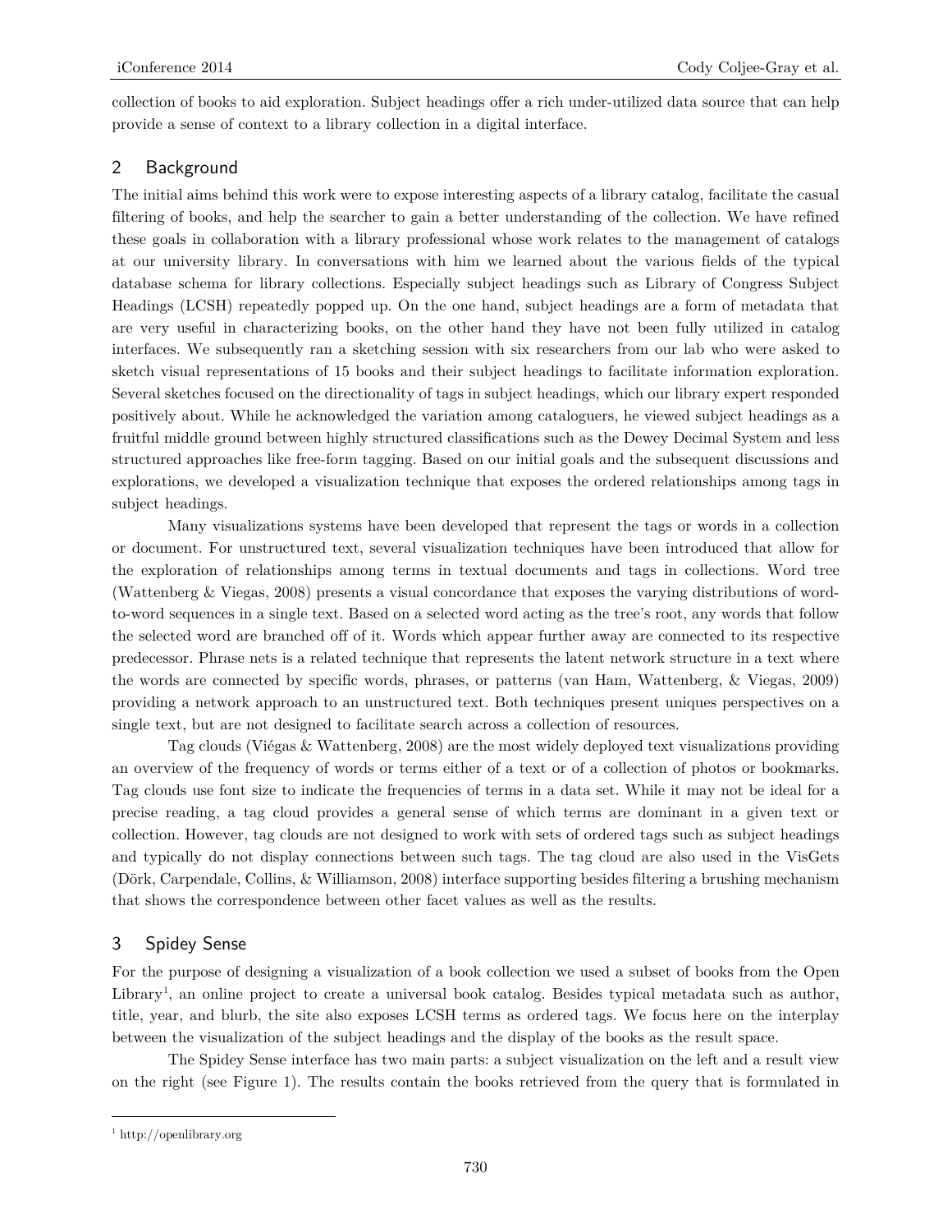collection of books to aid exploration. Subject headings offer a rich under-utilized data source that can help provide a sense of context to a library collection in a digital interface.

## 2 Background

The initial aims behind this work were to expose interesting aspects of a library catalog, facilitate the casual filtering of books, and help the searcher to gain a better understanding of the collection. We have refined these goals in collaboration with a library professional whose work relates to the management of catalogs at our university library. In conversations with him we learned about the various fields of the typical database schema for library collections. Especially subject headings such as Library of Congress Subject Headings (LCSH) repeatedly popped up. On the one hand, subject headings are a form of metadata that are very useful in characterizing books, on the other hand they have not been fully utilized in catalog interfaces. We subsequently ran a sketching session with six researchers from our lab who were asked to sketch visual representations of 15 books and their subject headings to facilitate information exploration. Several sketches focused on the directionality of tags in subject headings, which our library expert responded positively about. While he acknowledged the variation among cataloguers, he viewed subject headings as a fruitful middle ground between highly structured classifications such as the Dewey Decimal System and less structured approaches like free-form tagging. Based on our initial goals and the subsequent discussions and explorations, we developed a visualization technique that exposes the ordered relationships among tags in subject headings.

Many visualizations systems have been developed that represent the tags or words in a collection or document. For unstructured text, several visualization techniques have been introduced that allow for the exploration of relationships among terms in textual documents and tags in collections. Word tree (Wattenberg & Viegas, 2008) presents a visual concordance that exposes the varying distributions of word-to-word sequences in a single text. Based on a selected word acting as the tree's root, any words that follow the selected word are branched off of it. Words which appear further away are connected to its respective predecessor. Phrase nets is a related technique that represents the latent network structure in a text where the words are connected by specific words, phrases, or patterns (van Ham, Wattenberg, & Viegas, 2009) providing a network approach to an unstructured text. Both techniques present uniques perspectives on a single text, but are not designed to facilitate search across a collection of resources.

Tag clouds (Viégas & Wattenberg, 2008) are the most widely deployed text visualizations providing an overview of the frequency of words or terms either of a text or of a collection of photos or bookmarks. Tag clouds use font size to indicate the frequencies of terms in a data set. While it may not be ideal for a precise reading, a tag cloud provides a general sense of which terms are dominant in a given text or collection. However, tag clouds are not designed to work with sets of ordered tags such as subject headings and typically do not display connections between such tags. The tag cloud are also used in the VisGets (Dörk, Carpendale, Collins, & Williamson, 2008) interface supporting besides filtering a brushing mechanism that shows the correspondence between other facet values as well as the results.

## 3 Spidey Sense

For the purpose of designing a visualization of a book collection we used a subset of books from the Open Library[1], an online project to create a universal book catalog. Besides typical metadata such as author, title, year, and blurb, the site also exposes LCSH terms as ordered tags. We focus here on the interplay between the visualization of the subject headings and the display of the books as the result space.

The Spidey Sense interface has two main parts: a subject visualization on the left and a result view on the right (see Figure 1). The results contain the books retrieved from the query that is formulated in

[1] http://openlibrary.org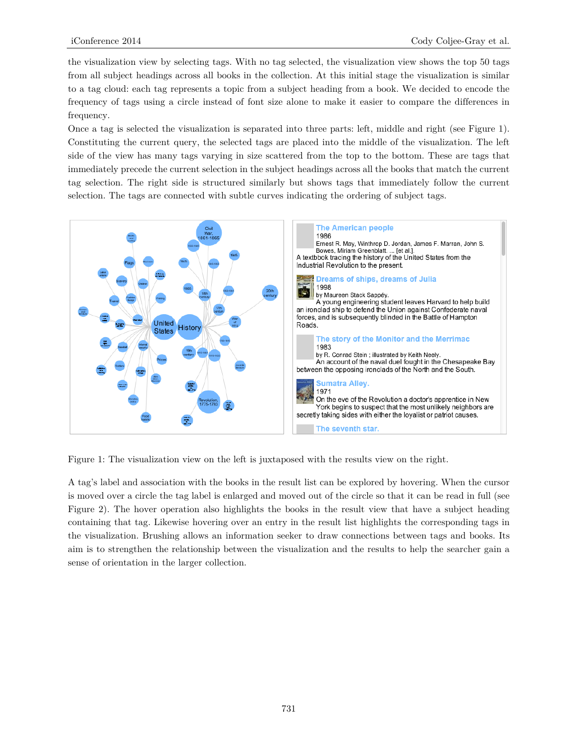the visualization view by selecting tags. With no tag selected, the visualization view shows the top 50 tags from all subject headings across all books in the collection. At this initial stage the visualization is similar to a tag cloud: each tag represents a topic from a subject heading from a book. We decided to encode the frequency of tags using a circle instead of font size alone to make it easier to compare the differences in frequency.

Once a tag is selected the visualization is separated into three parts: left, middle and right (see Figure 1). Constituting the current query, the selected tags are placed into the middle of the visualization. The left side of the view has many tags varying in size scattered from the top to the bottom. These are tags that immediately precede the current selection in the subject headings across all the books that match the current tag selection. The right side is structured similarly but shows tags that immediately follow the current selection. The tags are connected with subtle curves indicating the ordering of subject tags.

Figure 1: The visualization view on the left is juxtaposed with the results view on the right.

A tag's label and association with the books in the result list can be explored by hovering. When the cursor is moved over a circle the tag label is enlarged and moved out of the circle so that it can be read in full (see Figure 2). The hover operation also highlights the books in the result view that have a subject heading containing that tag. Likewise hovering over an entry in the result list highlights the corresponding tags in the visualization. Brushing allows an information seeker to draw connections between tags and books. Its aim is to strengthen the relationship between the visualization and the results to help the searcher gain a sense of orientation in the larger collection.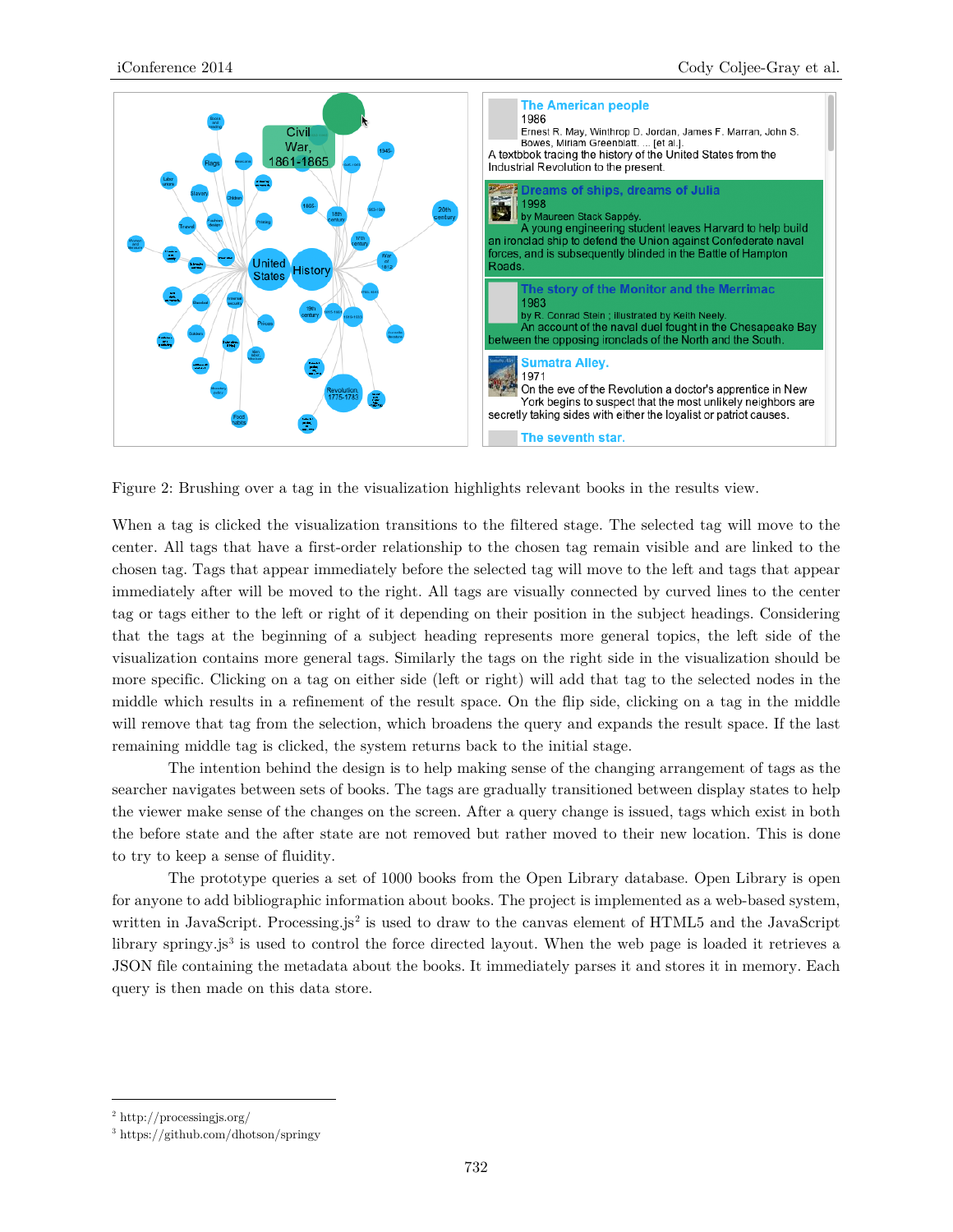Figure 2: Brushing over a tag in the visualization highlights relevant books in the results view.

When a tag is clicked the visualization transitions to the filtered stage. The selected tag will move to the center. All tags that have a first-order relationship to the chosen tag remain visible and are linked to the chosen tag. Tags that appear immediately before the selected tag will move to the left and tags that appear immediately after will be moved to the right. All tags are visually connected by curved lines to the center tag or tags either to the left or right of it depending on their position in the subject headings. Considering that the tags at the beginning of a subject heading represents more general topics, the left side of the visualization contains more general tags. Similarly the tags on the right side in the visualization should be more specific. Clicking on a tag on either side (left or right) will add that tag to the selected nodes in the middle which results in a refinement of the result space. On the flip side, clicking on a tag in the middle will remove that tag from the selection, which broadens the query and expands the result space. If the last remaining middle tag is clicked, the system returns back to the initial stage.

The intention behind the design is to help making sense of the changing arrangement of tags as the searcher navigates between sets of books. The tags are gradually transitioned between display states to help the viewer make sense of the changes on the screen. After a query change is issued, tags which exist in both the before state and the after state are not removed but rather moved to their new location. This is done to try to keep a sense of fluidity.

The prototype queries a set of 1000 books from the Open Library database. Open Library is open for anyone to add bibliographic information about books. The project is implemented as a web-based system, written in JavaScript. Processing.js[2] is used to draw to the canvas element of HTML5 and the JavaScript library springy.js[3] is used to control the force directed layout. When the web page is loaded it retrieves a JSON file containing the metadata about the books. It immediately parses it and stores it in memory. Each query is then made on this data store.

[2] http://processingjs.org/

[3] https://github.com/dhotson/springy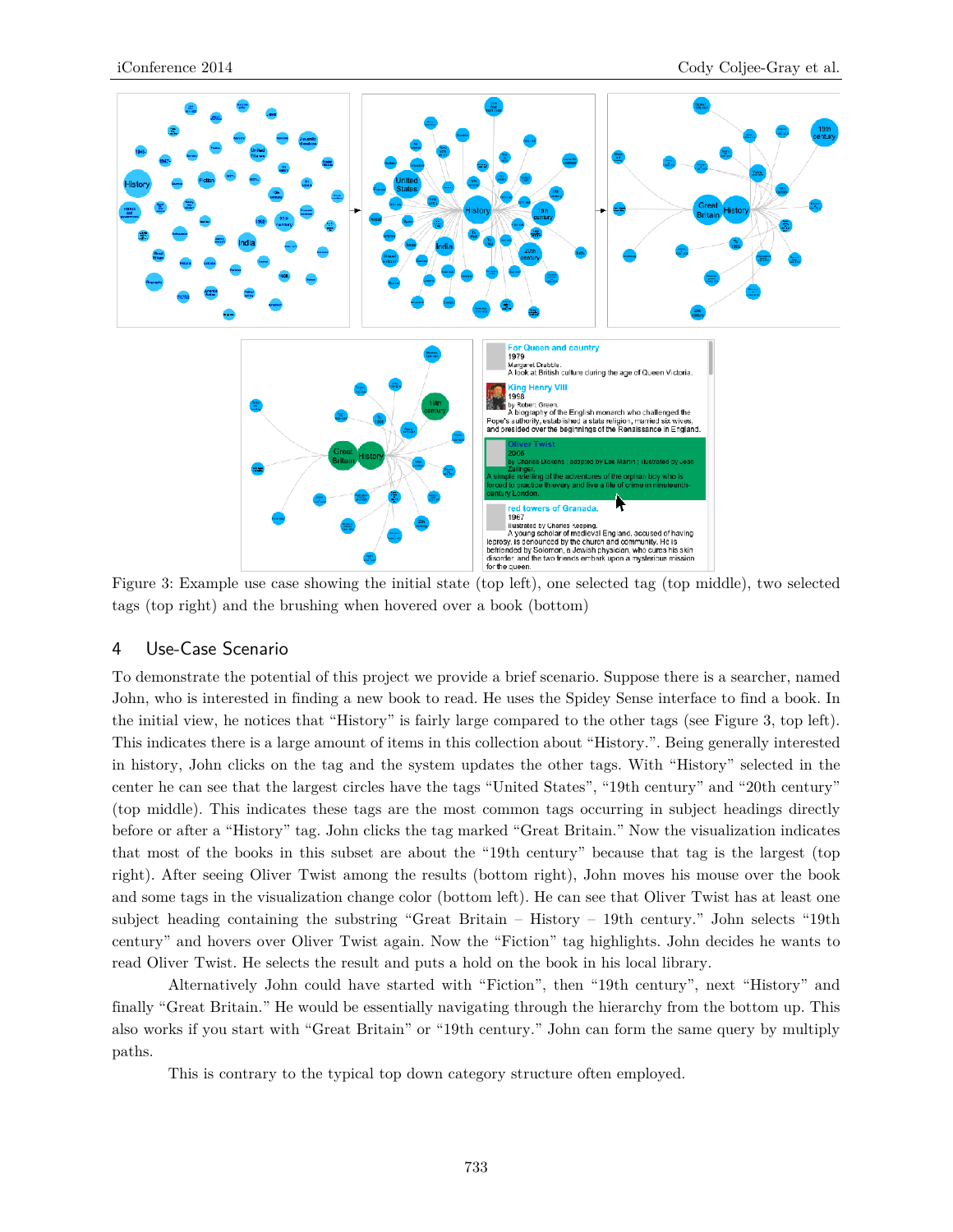Figure 3: Example use case showing the initial state (top left), one selected tag (top middle), two selected tags (top right) and the brushing when hovered over a book (bottom)

## 4 Use-Case Scenario

To demonstrate the potential of this project we provide a brief scenario. Suppose there is a searcher, named John, who is interested in finding a new book to read. He uses the Spidey Sense interface to find a book. In the initial view, he notices that "History" is fairly large compared to the other tags (see Figure 3, top left). This indicates there is a large amount of items in this collection about "History.". Being generally interested in history, John clicks on the tag and the system updates the other tags. With "History" selected in the center he can see that the largest circles have the tags "United States", "19th century" and "20th century" (top middle). This indicates these tags are the most common tags occurring in subject headings directly before or after a "History" tag. John clicks the tag marked "Great Britain." Now the visualization indicates that most of the books in this subset are about the "19th century" because that tag is the largest (top right). After seeing Oliver Twist among the results (bottom right), John moves his mouse over the book and some tags in the visualization change color (bottom left). He can see that Oliver Twist has at least one subject heading containing the substring "Great Britain – History – 19th century." John selects "19th century" and hovers over Oliver Twist again. Now the "Fiction" tag highlights. John decides he wants to read Oliver Twist. He selects the result and puts a hold on the book in his local library.

Alternatively John could have started with "Fiction", then "19th century", next "History" and finally "Great Britain." He would be essentially navigating through the hierarchy from the bottom up. This also works if you start with "Great Britain" or "19th century." John can form the same query by multiply paths.

This is contrary to the typical top down category structure often employed.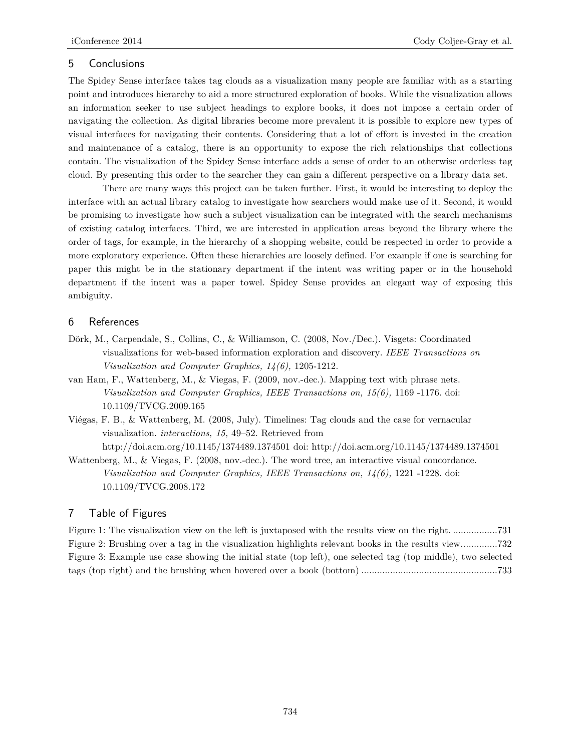## 5 Conclusions

The Spidey Sense interface takes tag clouds as a visualization many people are familiar with as a starting point and introduces hierarchy to aid a more structured exploration of books. While the visualization allows an information seeker to use subject headings to explore books, it does not impose a certain order of navigating the collection. As digital libraries become more prevalent it is possible to explore new types of visual interfaces for navigating their contents. Considering that a lot of effort is invested in the creation and maintenance of a catalog, there is an opportunity to expose the rich relationships that collections contain. The visualization of the Spidey Sense interface adds a sense of order to an otherwise orderless tag cloud. By presenting this order to the searcher they can gain a different perspective on a library data set.

There are many ways this project can be taken further. First, it would be interesting to deploy the interface with an actual library catalog to investigate how searchers would make use of it. Second, it would be promising to investigate how such a subject visualization can be integrated with the search mechanisms of existing catalog interfaces. Third, we are interested in application areas beyond the library where the order of tags, for example, in the hierarchy of a shopping website, could be respected in order to provide a more exploratory experience. Often these hierarchies are loosely defined. For example if one is searching for paper this might be in the stationary department if the intent was writing paper or in the household department if the intent was a paper towel. Spidey Sense provides an elegant way of exposing this ambiguity.

## 6 References

Dörk, M., Carpendale, S., Collins, C., & Williamson, C. (2008, Nov./Dec.). Visgets: Coordinated visualizations for web-based information exploration and discovery. *IEEE Transactions on Visualization and Computer Graphics, 14(6),* 1205-1212.

van Ham, F., Wattenberg, M., & Viegas, F. (2009, nov.-dec.). Mapping text with phrase nets. *Visualization and Computer Graphics, IEEE Transactions on, 15(6),* 1169 -1176. doi: 10.1109/TVCG.2009.165

Viégas, F. B., & Wattenberg, M. (2008, July). Timelines: Tag clouds and the case for vernacular visualization. *interactions, 15,* 49–52. Retrieved from http://doi.acm.org/10.1145/1374489.1374501 doi: http://doi.acm.org/10.1145/1374489.1374501

Wattenberg, M., & Viegas, F. (2008, nov.-dec.). The word tree, an interactive visual concordance. *Visualization and Computer Graphics, IEEE Transactions on, 14(6),* 1221 -1228. doi: 10.1109/TVCG.2008.172

## 7 Table of Figures

Figure 1: The visualization view on the left is juxtaposed with the results view on the right. .................731

Figure 2: Brushing over a tag in the visualization highlights relevant books in the results view..............732

Figure 3: Example use case showing the initial state (top left), one selected tag (top middle), two selected tags (top right) and the brushing when hovered over a book (bottom) ....................................................733